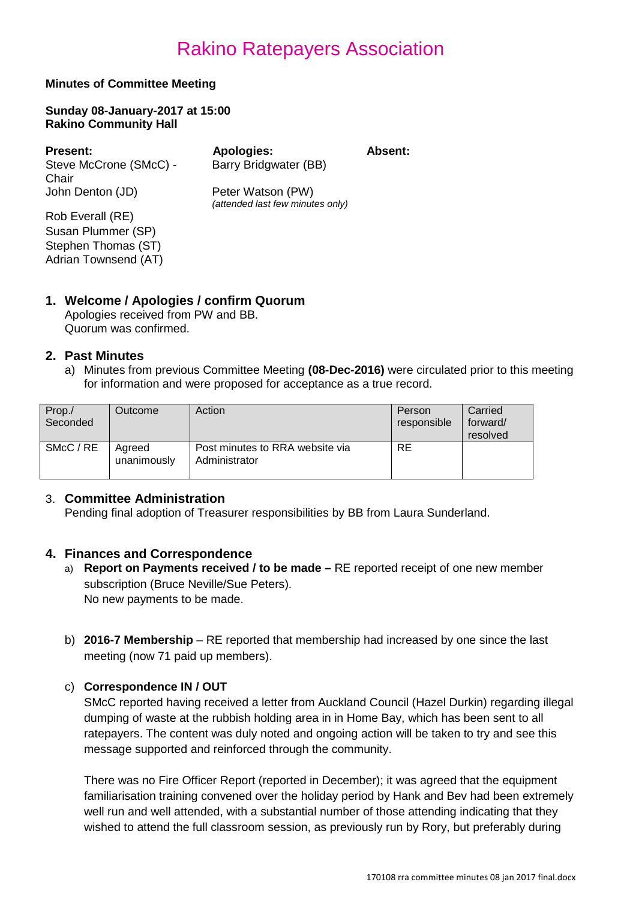# Rakino Ratepayers Association

**Minutes of Committee Meeting**

**Sunday 08-January-2017 at 15:00**
**Rakino Community Hall**

| **Present:** | **Apologies:** | **Absent:** |
|---|---|---|
| Steve McCrone (SMcC) - Chair | Barry Bridgwater (BB) | |
| John Denton (JD) | Peter Watson (PW) *(attended last few minutes only)* | |
| Rob Everall (RE) | | |
| Susan Plummer (SP) | | |
| Stephen Thomas (ST) | | |
| Adrian Townsend (AT) | | |

## 1. Welcome / Apologies / confirm Quorum

Apologies received from PW and BB.
Quorum was confirmed.

## 2. Past Minutes

a) Minutes from previous Committee Meeting **(08-Dec-2016)** were circulated prior to this meeting for information and were proposed for acceptance as a true record.

| Prop./ Seconded | Outcome | Action | Person responsible | Carried forward/ resolved |
|---|---|---|---|---|
| SMcC / RE | Agreed unanimously | Post minutes to RRA website via Administrator | RE | |

## 3. Committee Administration

Pending final adoption of Treasurer responsibilities by BB from Laura Sunderland.

## 4. Finances and Correspondence

a) **Report on Payments received / to be made –** RE reported receipt of one new member subscription (Bruce Neville/Sue Peters).
No new payments to be made.

b) **2016-7 Membership** – RE reported that membership had increased by one since the last meeting (now 71 paid up members).

c) **Correspondence IN / OUT**

SMcC reported having received a letter from Auckland Council (Hazel Durkin) regarding illegal dumping of waste at the rubbish holding area in in Home Bay, which has been sent to all ratepayers. The content was duly noted and ongoing action will be taken to try and see this message supported and reinforced through the community.

There was no Fire Officer Report (reported in December); it was agreed that the equipment familiarisation training convened over the holiday period by Hank and Bev had been extremely well run and well attended, with a substantial number of those attending indicating that they wished to attend the full classroom session, as previously run by Rory, but preferably during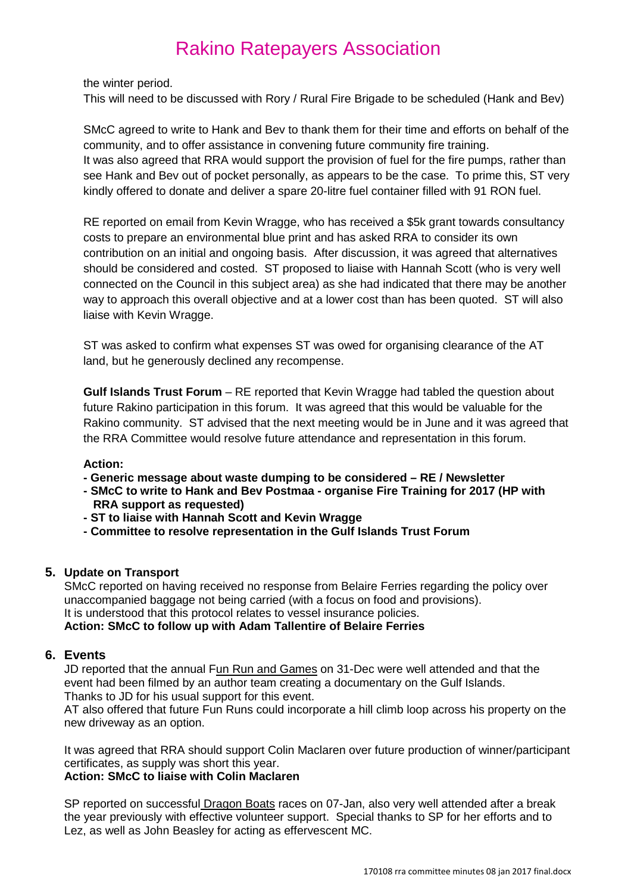the winter period.
This will need to be discussed with Rory / Rural Fire Brigade to be scheduled (Hank and Bev)

SMcC agreed to write to Hank and Bev to thank them for their time and efforts on behalf of the community, and to offer assistance in convening future community fire training.
It was also agreed that RRA would support the provision of fuel for the fire pumps, rather than see Hank and Bev out of pocket personally, as appears to be the case. To prime this, ST very kindly offered to donate and deliver a spare 20-litre fuel container filled with 91 RON fuel.

RE reported on email from Kevin Wragge, who has received a $5k grant towards consultancy costs to prepare an environmental blue print and has asked RRA to consider its own contribution on an initial and ongoing basis. After discussion, it was agreed that alternatives should be considered and costed. ST proposed to liaise with Hannah Scott (who is very well connected on the Council in this subject area) as she had indicated that there may be another way to approach this overall objective and at a lower cost than has been quoted. ST will also liaise with Kevin Wragge.

ST was asked to confirm what expenses ST was owed for organising clearance of the AT land, but he generously declined any recompense.

**Gulf Islands Trust Forum** – RE reported that Kevin Wragge had tabled the question about future Rakino participation in this forum. It was agreed that this would be valuable for the Rakino community. ST advised that the next meeting would be in June and it was agreed that the RRA Committee would resolve future attendance and representation in this forum.

**Action:**
- **Generic message about waste dumping to be considered – RE / Newsletter**
- **SMcC to write to Hank and Bev Postmaa - organise Fire Training for 2017 (HP with RRA support as requested)**
- **ST to liaise with Hannah Scott and Kevin Wragge**
- **Committee to resolve representation in the Gulf Islands Trust Forum**

## 5. Update on Transport

SMcC reported on having received no response from Belaire Ferries regarding the policy over unaccompanied baggage not being carried (with a focus on food and provisions).
It is understood that this protocol relates to vessel insurance policies.
**Action: SMcC to follow up with Adam Tallentire of Belaire Ferries**

## 6. Events

JD reported that the annual Fun Run and Games on 31-Dec were well attended and that the event had been filmed by an author team creating a documentary on the Gulf Islands.
Thanks to JD for his usual support for this event.
AT also offered that future Fun Runs could incorporate a hill climb loop across his property on the new driveway as an option.

It was agreed that RRA should support Colin Maclaren over future production of winner/participant certificates, as supply was short this year.
**Action: SMcC to liaise with Colin Maclaren**

SP reported on successful Dragon Boats races on 07-Jan, also very well attended after a break the year previously with effective volunteer support. Special thanks to SP for her efforts and to Lez, as well as John Beasley for acting as effervescent MC.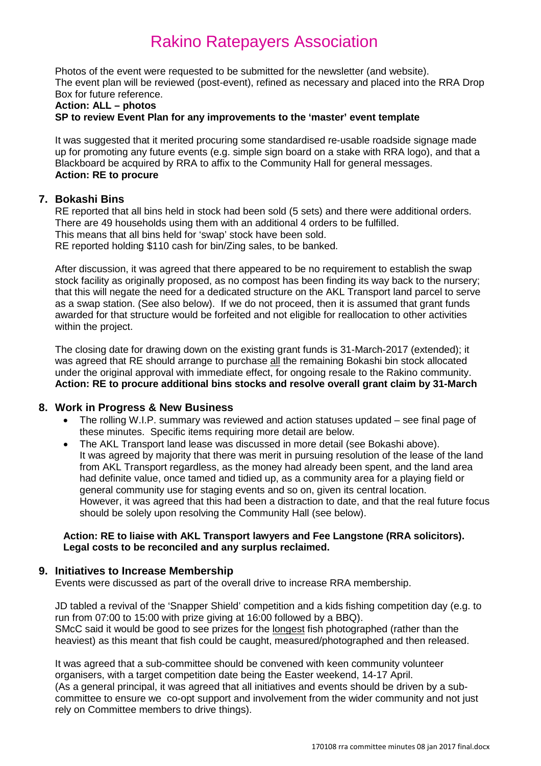Photos of the event were requested to be submitted for the newsletter (and website).
The event plan will be reviewed (post-event), refined as necessary and placed into the RRA Drop Box for future reference.

**Action: ALL – photos**
**SP to review Event Plan for any improvements to the 'master' event template**

It was suggested that it merited procuring some standardised re-usable roadside signage made up for promoting any future events (e.g. simple sign board on a stake with RRA logo), and that a Blackboard be acquired by RRA to affix to the Community Hall for general messages.
**Action: RE to procure**

## 7. Bokashi Bins

RE reported that all bins held in stock had been sold (5 sets) and there were additional orders.
There are 49 households using them with an additional 4 orders to be fulfilled.
This means that all bins held for 'swap' stock have been sold.
RE reported holding $110 cash for bin/Zing sales, to be banked.

After discussion, it was agreed that there appeared to be no requirement to establish the swap stock facility as originally proposed, as no compost has been finding its way back to the nursery; that this will negate the need for a dedicated structure on the AKL Transport land parcel to serve as a swap station. (See also below). If we do not proceed, then it is assumed that grant funds awarded for that structure would be forfeited and not eligible for reallocation to other activities within the project.

The closing date for drawing down on the existing grant funds is 31-March-2017 (extended); it was agreed that RE should arrange to purchase all the remaining Bokashi bin stock allocated under the original approval with immediate effect, for ongoing resale to the Rakino community.
**Action: RE to procure additional bins stocks and resolve overall grant claim by 31-March**

## 8. Work in Progress & New Business

- The rolling W.I.P. summary was reviewed and action statuses updated – see final page of these minutes. Specific items requiring more detail are below.
- The AKL Transport land lease was discussed in more detail (see Bokashi above). It was agreed by majority that there was merit in pursuing resolution of the lease of the land from AKL Transport regardless, as the money had already been spent, and the land area had definite value, once tamed and tidied up, as a community area for a playing field or general community use for staging events and so on, given its central location. However, it was agreed that this had been a distraction to date, and that the real future focus should be solely upon resolving the Community Hall (see below).

**Action: RE to liaise with AKL Transport lawyers and Fee Langstone (RRA solicitors). Legal costs to be reconciled and any surplus reclaimed.**

## 9. Initiatives to Increase Membership

Events were discussed as part of the overall drive to increase RRA membership.

JD tabled a revival of the 'Snapper Shield' competition and a kids fishing competition day (e.g. to run from 07:00 to 15:00 with prize giving at 16:00 followed by a BBQ).
SMcC said it would be good to see prizes for the longest fish photographed (rather than the heaviest) as this meant that fish could be caught, measured/photographed and then released.

It was agreed that a sub-committee should be convened with keen community volunteer organisers, with a target competition date being the Easter weekend, 14-17 April.
(As a general principal, it was agreed that all initiatives and events should be driven by a sub-committee to ensure we co-opt support and involvement from the wider community and not just rely on Committee members to drive things).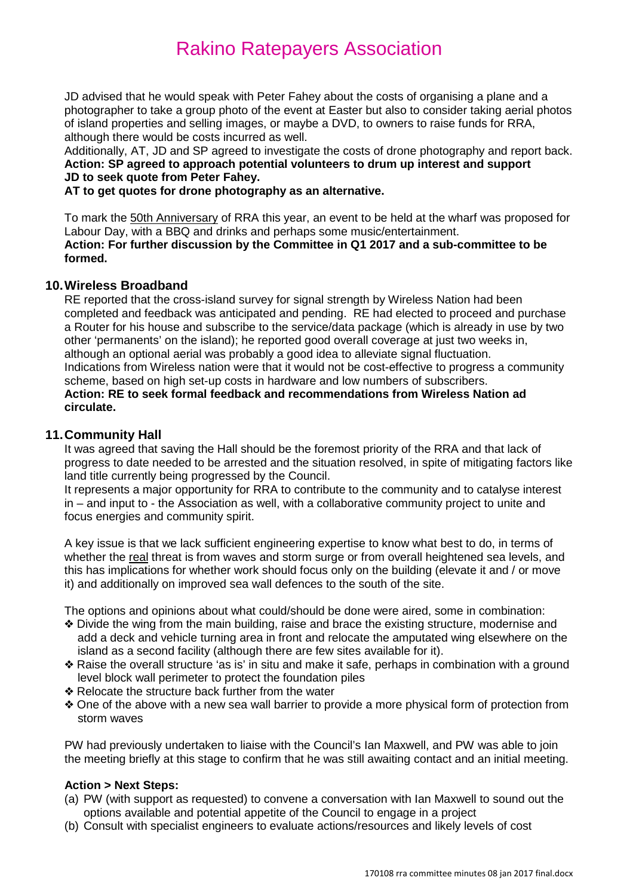JD advised that he would speak with Peter Fahey about the costs of organising a plane and a photographer to take a group photo of the event at Easter but also to consider taking aerial photos of island properties and selling images, or maybe a DVD, to owners to raise funds for RRA, although there would be costs incurred as well.
Additionally, AT, JD and SP agreed to investigate the costs of drone photography and report back.
**Action: SP agreed to approach potential volunteers to drum up interest and support JD to seek quote from Peter Fahey.**
**AT to get quotes for drone photography as an alternative.**

To mark the 50th Anniversary of RRA this year, an event to be held at the wharf was proposed for Labour Day, with a BBQ and drinks and perhaps some music/entertainment.
**Action: For further discussion by the Committee in Q1 2017 and a sub-committee to be formed.**

## 10. Wireless Broadband

RE reported that the cross-island survey for signal strength by Wireless Nation had been completed and feedback was anticipated and pending. RE had elected to proceed and purchase a Router for his house and subscribe to the service/data package (which is already in use by two other 'permanents' on the island); he reported good overall coverage at just two weeks in, although an optional aerial was probably a good idea to alleviate signal fluctuation.
Indications from Wireless nation were that it would not be cost-effective to progress a community scheme, based on high set-up costs in hardware and low numbers of subscribers.
**Action: RE to seek formal feedback and recommendations from Wireless Nation ad circulate.**

## 11. Community Hall

It was agreed that saving the Hall should be the foremost priority of the RRA and that lack of progress to date needed to be arrested and the situation resolved, in spite of mitigating factors like land title currently being progressed by the Council.
It represents a major opportunity for RRA to contribute to the community and to catalyse interest in – and input to - the Association as well, with a collaborative community project to unite and focus energies and community spirit.

A key issue is that we lack sufficient engineering expertise to know what best to do, in terms of whether the real threat is from waves and storm surge or from overall heightened sea levels, and this has implications for whether work should focus only on the building (elevate it and / or move it) and additionally on improved sea wall defences to the south of the site.

The options and opinions about what could/should be done were aired, some in combination:

- ❖ Divide the wing from the main building, raise and brace the existing structure, modernise and add a deck and vehicle turning area in front and relocate the amputated wing elsewhere on the island as a second facility (although there are few sites available for it).
- ❖ Raise the overall structure 'as is' in situ and make it safe, perhaps in combination with a ground level block wall perimeter to protect the foundation piles
- ❖ Relocate the structure back further from the water
- ❖ One of the above with a new sea wall barrier to provide a more physical form of protection from storm waves

PW had previously undertaken to liaise with the Council's Ian Maxwell, and PW was able to join the meeting briefly at this stage to confirm that he was still awaiting contact and an initial meeting.

**Action > Next Steps:**

(a) PW (with support as requested) to convene a conversation with Ian Maxwell to sound out the options available and potential appetite of the Council to engage in a project
(b) Consult with specialist engineers to evaluate actions/resources and likely levels of cost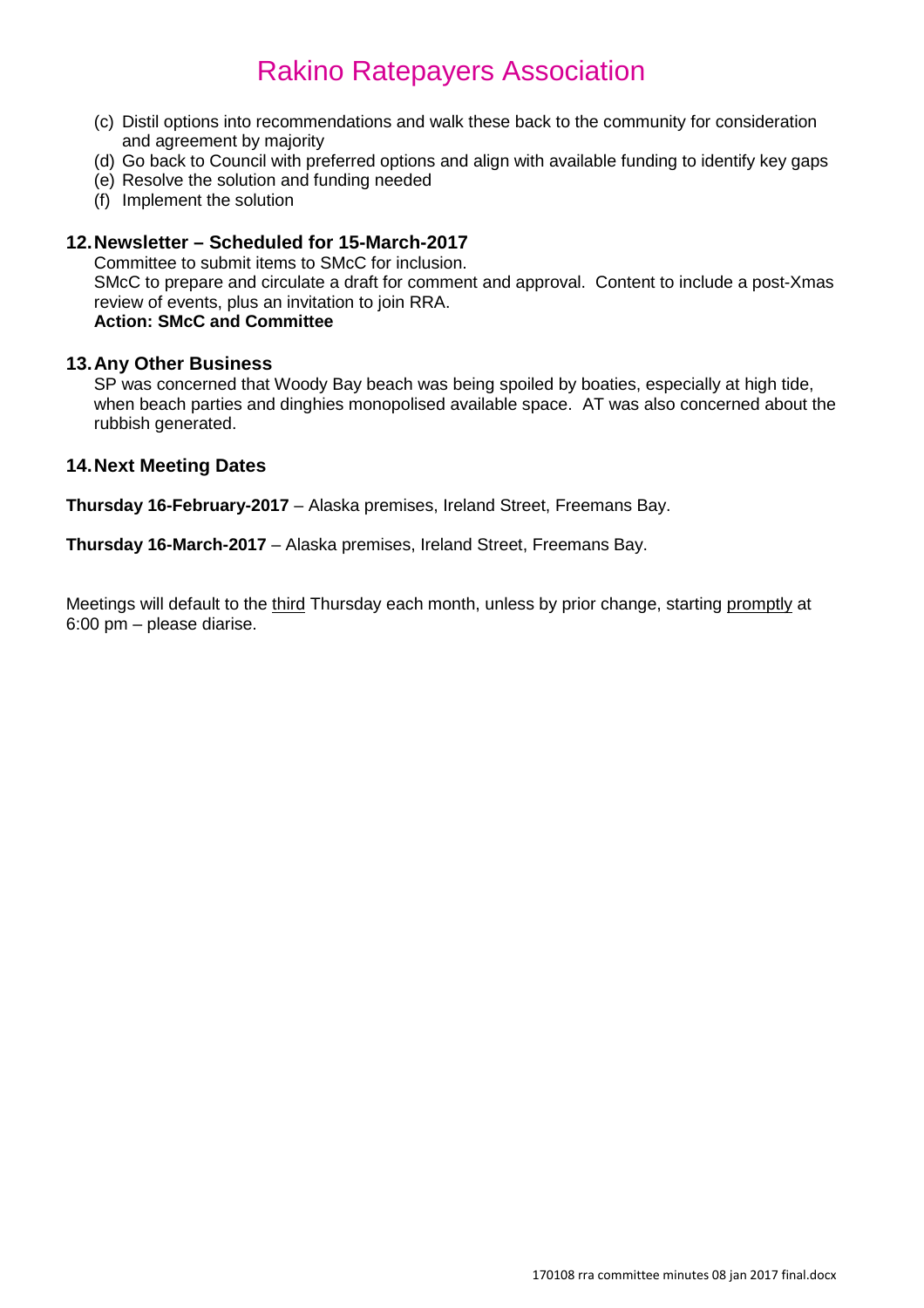(c) Distil options into recommendations and walk these back to the community for consideration and agreement by majority
(d) Go back to Council with preferred options and align with available funding to identify key gaps
(e) Resolve the solution and funding needed
(f) Implement the solution

## 12. Newsletter – Scheduled for 15-March-2017

Committee to submit items to SMcC for inclusion.
SMcC to prepare and circulate a draft for comment and approval. Content to include a post-Xmas review of events, plus an invitation to join RRA.
**Action: SMcC and Committee**

## 13. Any Other Business

SP was concerned that Woody Bay beach was being spoiled by boaties, especially at high tide, when beach parties and dinghies monopolised available space. AT was also concerned about the rubbish generated.

## 14. Next Meeting Dates

**Thursday 16-February-2017** – Alaska premises, Ireland Street, Freemans Bay.

**Thursday 16-March-2017** – Alaska premises, Ireland Street, Freemans Bay.

Meetings will default to the <u>third</u> Thursday each month, unless by prior change, starting <u>promptly</u> at 6:00 pm – please diarise.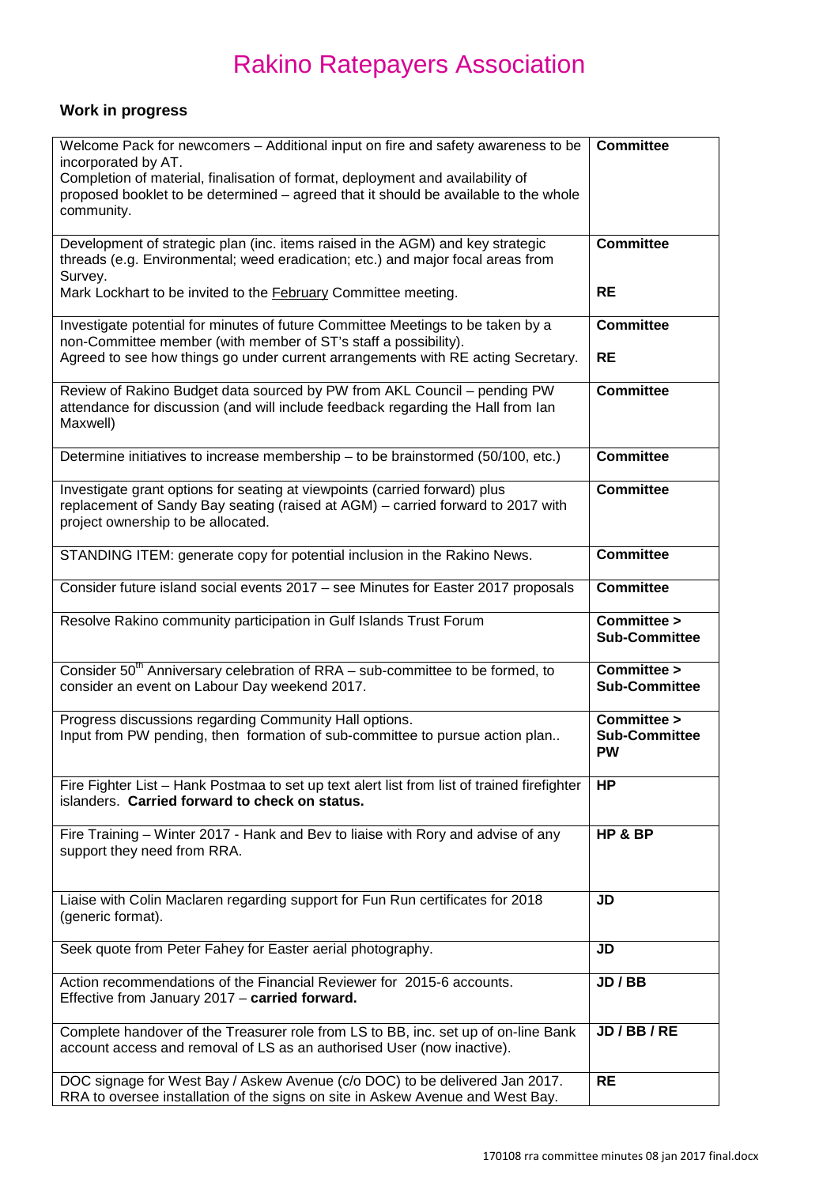# Rakino Ratepayers Association

**Work in progress**

| | |
|---|---|
| Welcome Pack for newcomers – Additional input on fire and safety awareness to be incorporated by AT.<br>Completion of material, finalisation of format, deployment and availability of proposed booklet to be determined – agreed that it should be available to the whole community. | **Committee** |
| Development of strategic plan (inc. items raised in the AGM) and key strategic threads (e.g. Environmental; weed eradication; etc.) and major focal areas from Survey.<br>Mark Lockhart to be invited to the February Committee meeting. | **Committee**<br><br>**RE** |
| Investigate potential for minutes of future Committee Meetings to be taken by a non-Committee member (with member of ST's staff a possibility).<br>Agreed to see how things go under current arrangements with RE acting Secretary. | **Committee**<br><br>**RE** |
| Review of Rakino Budget data sourced by PW from AKL Council – pending PW attendance for discussion (and will include feedback regarding the Hall from Ian Maxwell) | **Committee** |
| Determine initiatives to increase membership – to be brainstormed (50/100, etc.) | **Committee** |
| Investigate grant options for seating at viewpoints (carried forward) plus replacement of Sandy Bay seating (raised at AGM) – carried forward to 2017 with project ownership to be allocated. | **Committee** |
| STANDING ITEM: generate copy for potential inclusion in the Rakino News. | **Committee** |
| Consider future island social events 2017 – see Minutes for Easter 2017 proposals | **Committee** |
| Resolve Rakino community participation in Gulf Islands Trust Forum | **Committee > Sub-Committee** |
| Consider 50th Anniversary celebration of RRA – sub-committee to be formed, to consider an event on Labour Day weekend 2017. | **Committee > Sub-Committee** |
| Progress discussions regarding Community Hall options.<br>Input from PW pending, then formation of sub-committee to pursue action plan.. | **Committee > Sub-Committee PW** |
| Fire Fighter List – Hank Postmaa to set up text alert list from list of trained firefighter islanders. **Carried forward to check on status.** | **HP** |
| Fire Training – Winter 2017 - Hank and Bev to liaise with Rory and advise of any support they need from RRA. | **HP & BP** |
| Liaise with Colin Maclaren regarding support for Fun Run certificates for 2018 (generic format). | **JD** |
| Seek quote from Peter Fahey for Easter aerial photography. | **JD** |
| Action recommendations of the Financial Reviewer for 2015-6 accounts. Effective from January 2017 – **carried forward.** | **JD / BB** |
| Complete handover of the Treasurer role from LS to BB, inc. set up of on-line Bank account access and removal of LS as an authorised User (now inactive). | **JD / BB / RE** |
| DOC signage for West Bay / Askew Avenue (c/o DOC) to be delivered Jan 2017. RRA to oversee installation of the signs on site in Askew Avenue and West Bay. | **RE** |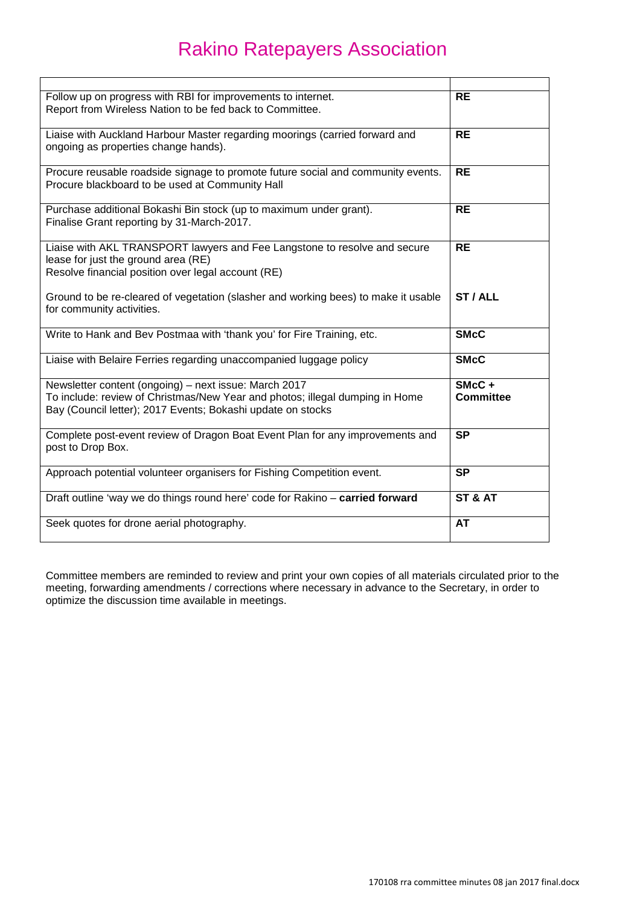# Rakino Ratepayers Association

| | |
|---|---|
| Follow up on progress with RBI for improvements to internet.<br>Report from Wireless Nation to be fed back to Committee. | **RE** |
| Liaise with Auckland Harbour Master regarding moorings (carried forward and ongoing as properties change hands). | **RE** |
| Procure reusable roadside signage to promote future social and community events.<br>Procure blackboard to be used at Community Hall | **RE** |
| Purchase additional Bokashi Bin stock (up to maximum under grant).<br>Finalise Grant reporting by 31-March-2017. | **RE** |
| Liaise with AKL TRANSPORT lawyers and Fee Langstone to resolve and secure lease for just the ground area (RE)<br>Resolve financial position over legal account (RE)<br><br>Ground to be re-cleared of vegetation (slasher and working bees) to make it usable for community activities. | **RE**<br><br><br><br>**ST / ALL** |
| Write to Hank and Bev Postmaa with 'thank you' for Fire Training, etc. | **SMcC** |
| Liaise with Belaire Ferries regarding unaccompanied luggage policy | **SMcC** |
| Newsletter content (ongoing) – next issue: March 2017<br>To include: review of Christmas/New Year and photos; illegal dumping in Home Bay (Council letter); 2017 Events; Bokashi update on stocks | **SMcC + Committee** |
| Complete post-event review of Dragon Boat Event Plan for any improvements and post to Drop Box. | **SP** |
| Approach potential volunteer organisers for Fishing Competition event. | **SP** |
| Draft outline 'way we do things round here' code for Rakino – **carried forward** | **ST & AT** |
| Seek quotes for drone aerial photography. | **AT** |

Committee members are reminded to review and print your own copies of all materials circulated prior to the meeting, forwarding amendments / corrections where necessary in advance to the Secretary, in order to optimize the discussion time available in meetings.